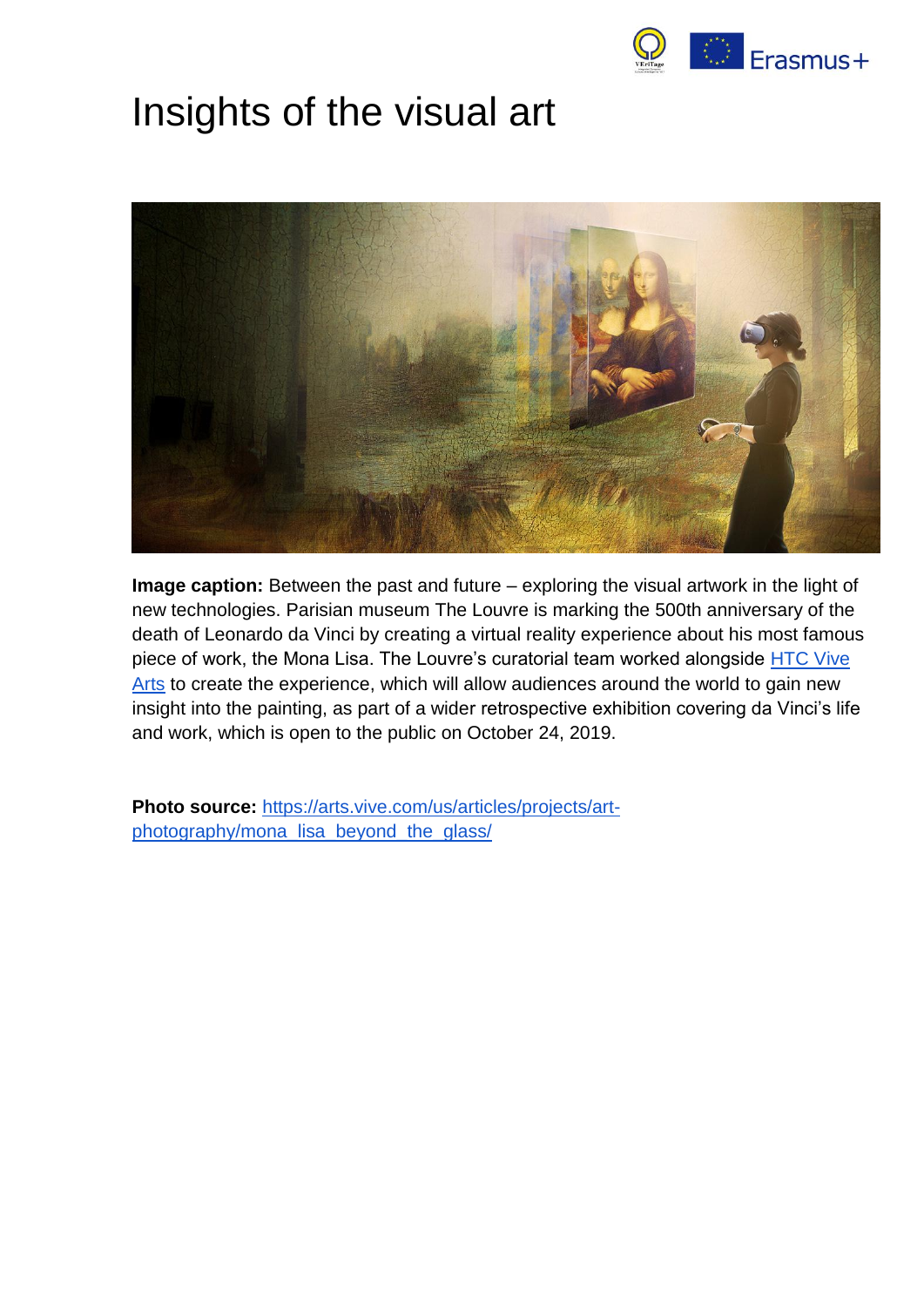# Insights of the visual art

**Image caption:** Between the past and future – exploring the visual artwork in the light of new technologies. Parisian museum The Louvre is marking the 500th anniversary of the death of Leonardo da Vinci by creating a virtual reality experience about his most famous piece of work, the Mona Lisa. The Louvre's curatorial team worked alongside HTC Vive Arts to create the experience, which will allow audiences around the world to gain new insight into the painting, as part of a wider retrospective exhibition covering da Vinci's life and work, which is open to the public on October 24, 2019.

**Photo source:** https://arts.vive.com/us/articles/projects/art-photography/mona_lisa_beyond_the_glass/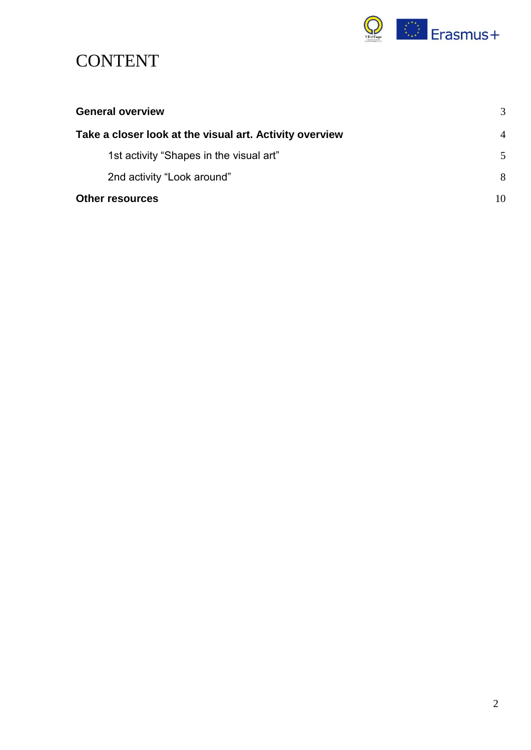# CONTENT

| | |
|---|---|
| **General overview** | 3 |
| **Take a closer look at the visual art. Activity overview** | 4 |
| 1st activity “Shapes in the visual art” | 5 |
| 2nd activity “Look around” | 8 |
| **Other resources** | 10 |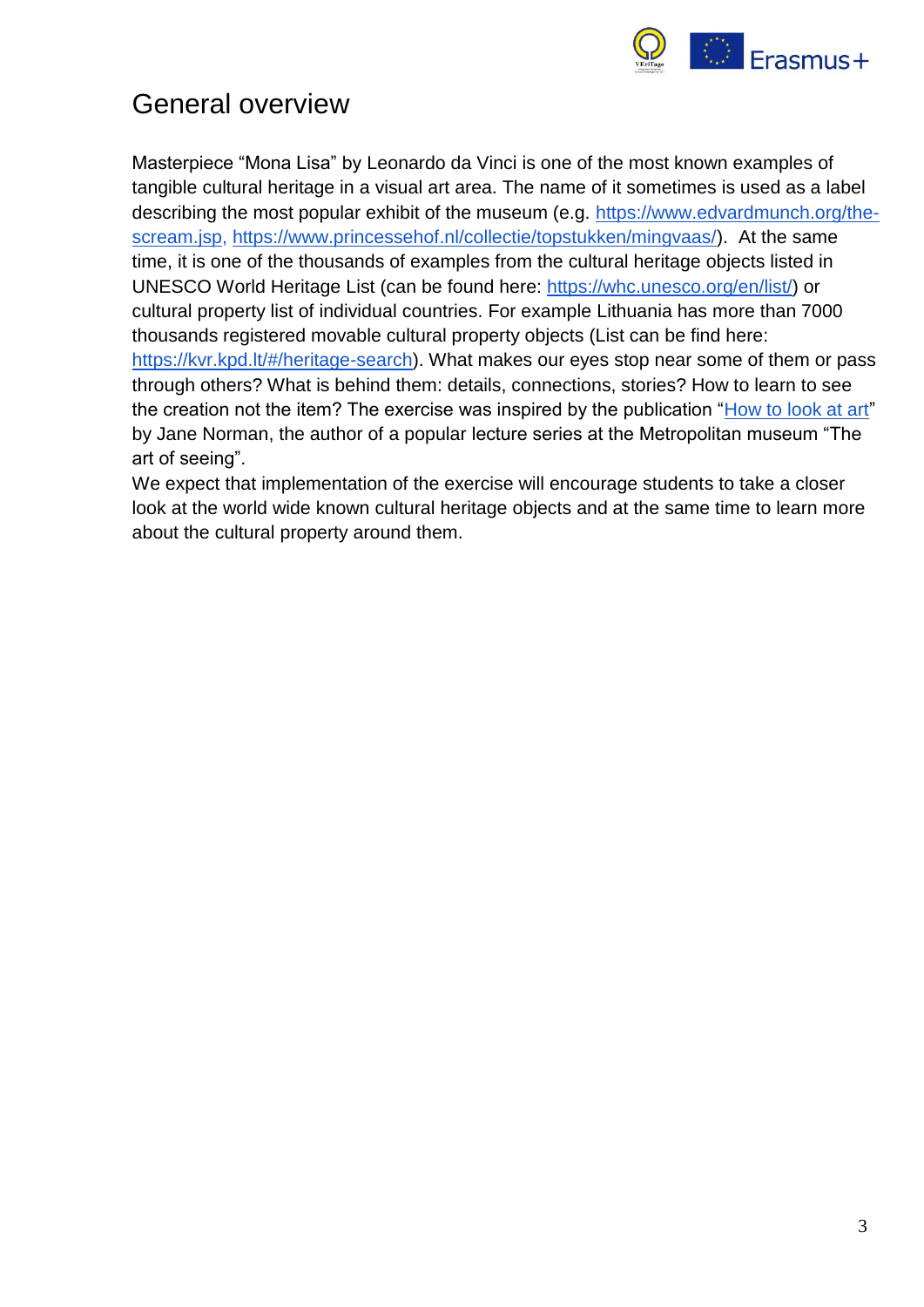# General overview

Masterpiece “Mona Lisa” by Leonardo da Vinci is one of the most known examples of tangible cultural heritage in a visual art area. The name of it sometimes is used as a label describing the most popular exhibit of the museum (e.g. https://www.edvardmunch.org/the-scream.jsp, https://www.princessehof.nl/collectie/topstukken/mingvaas/). At the same time, it is one of the thousands of examples from the cultural heritage objects listed in UNESCO World Heritage List (can be found here: https://whc.unesco.org/en/list/) or cultural property list of individual countries. For example Lithuania has more than 7000 thousands registered movable cultural property objects (List can be find here: https://kvr.kpd.lt/#/heritage-search). What makes our eyes stop near some of them or pass through others? What is behind them: details, connections, stories? How to learn to see the creation not the item? The exercise was inspired by the publication “How to look at art” by Jane Norman, the author of a popular lecture series at the Metropolitan museum “The art of seeing”.

We expect that implementation of the exercise will encourage students to take a closer look at the world wide known cultural heritage objects and at the same time to learn more about the cultural property around them.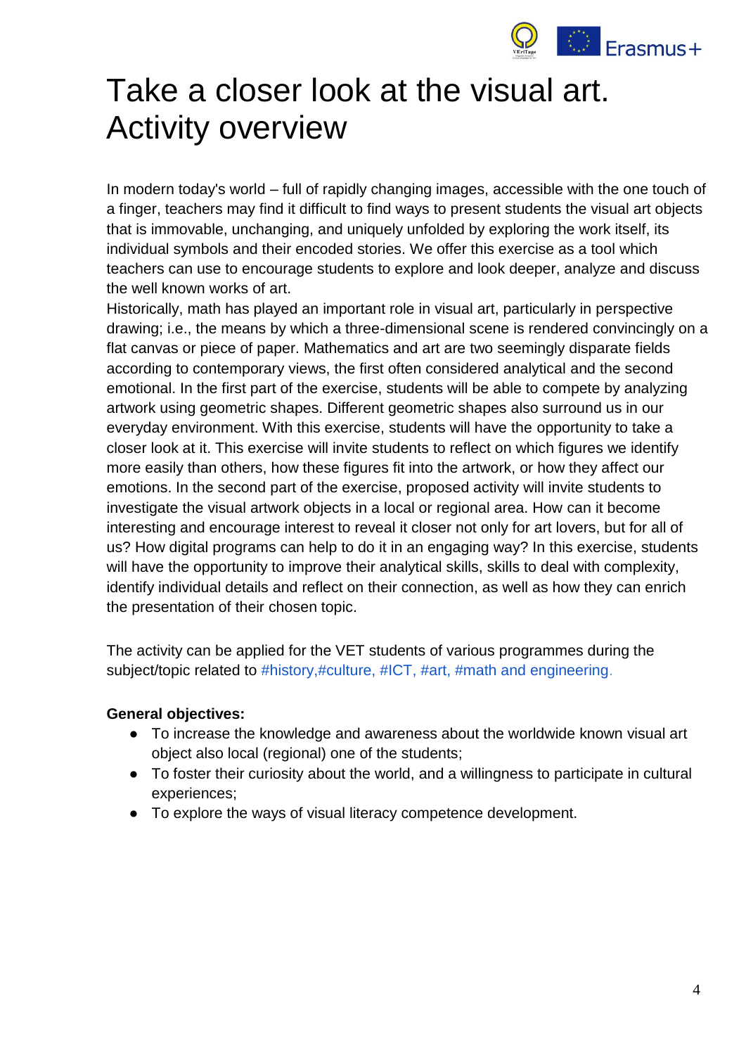# Take a closer look at the visual art. Activity overview

In modern today's world – full of rapidly changing images, accessible with the one touch of a finger, teachers may find it difficult to find ways to present students the visual art objects that is immovable, unchanging, and uniquely unfolded by exploring the work itself, its individual symbols and their encoded stories. We offer this exercise as a tool which teachers can use to encourage students to explore and look deeper, analyze and discuss the well known works of art.

Historically, math has played an important role in visual art, particularly in perspective drawing; i.e., the means by which a three-dimensional scene is rendered convincingly on a flat canvas or piece of paper. Mathematics and art are two seemingly disparate fields according to contemporary views, the first often considered analytical and the second emotional. In the first part of the exercise, students will be able to compete by analyzing artwork using geometric shapes. Different geometric shapes also surround us in our everyday environment. With this exercise, students will have the opportunity to take a closer look at it. This exercise will invite students to reflect on which figures we identify more easily than others, how these figures fit into the artwork, or how they affect our emotions. In the second part of the exercise, proposed activity will invite students to investigate the visual artwork objects in a local or regional area. How can it become interesting and encourage interest to reveal it closer not only for art lovers, but for all of us? How digital programs can help to do it in an engaging way? In this exercise, students will have the opportunity to improve their analytical skills, skills to deal with complexity, identify individual details and reflect on their connection, as well as how they can enrich the presentation of their chosen topic.

The activity can be applied for the VET students of various programmes during the subject/topic related to #history,#culture, #ICT, #art, #math and engineering.

**General objectives:**

- To increase the knowledge and awareness about the worldwide known visual art object also local (regional) one of the students;
- To foster their curiosity about the world, and a willingness to participate in cultural experiences;
- To explore the ways of visual literacy competence development.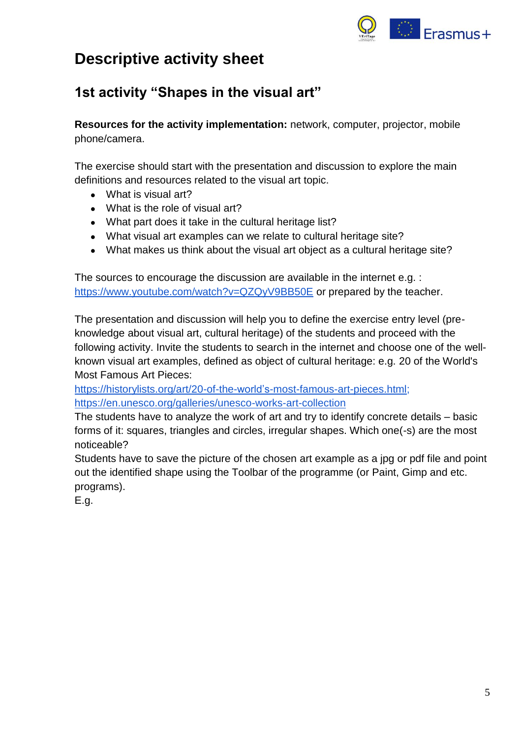# Descriptive activity sheet

## 1st activity "Shapes in the visual art"

**Resources for the activity implementation:** network, computer, projector, mobile phone/camera.

The exercise should start with the presentation and discussion to explore the main definitions and resources related to the visual art topic.

- What is visual art?
- What is the role of visual art?
- What part does it take in the cultural heritage list?
- What visual art examples can we relate to cultural heritage site?
- What makes us think about the visual art object as a cultural heritage site?

The sources to encourage the discussion are available in the internet e.g. : [https://www.youtube.com/watch?v=QZQyV9BB50E](https://www.youtube.com/watch?v=QZQyV9BB50E) or prepared by the teacher.

The presentation and discussion will help you to define the exercise entry level (pre-knowledge about visual art, cultural heritage) of the students and proceed with the following activity. Invite the students to search in the internet and choose one of the well-known visual art examples, defined as object of cultural heritage: e.g. 20 of the World's Most Famous Art Pieces:
[https://historylists.org/art/20-of-the-world's-most-famous-art-pieces.html;](https://historylists.org/art/20-of-the-world's-most-famous-art-pieces.html)
[https://en.unesco.org/galleries/unesco-works-art-collection](https://en.unesco.org/galleries/unesco-works-art-collection)
The students have to analyze the work of art and try to identify concrete details – basic forms of it: squares, triangles and circles, irregular shapes. Which one(-s) are the most noticeable?
Students have to save the picture of the chosen art example as a jpg or pdf file and point out the identified shape using the Toolbar of the programme (or Paint, Gimp and etc. programs).
E.g.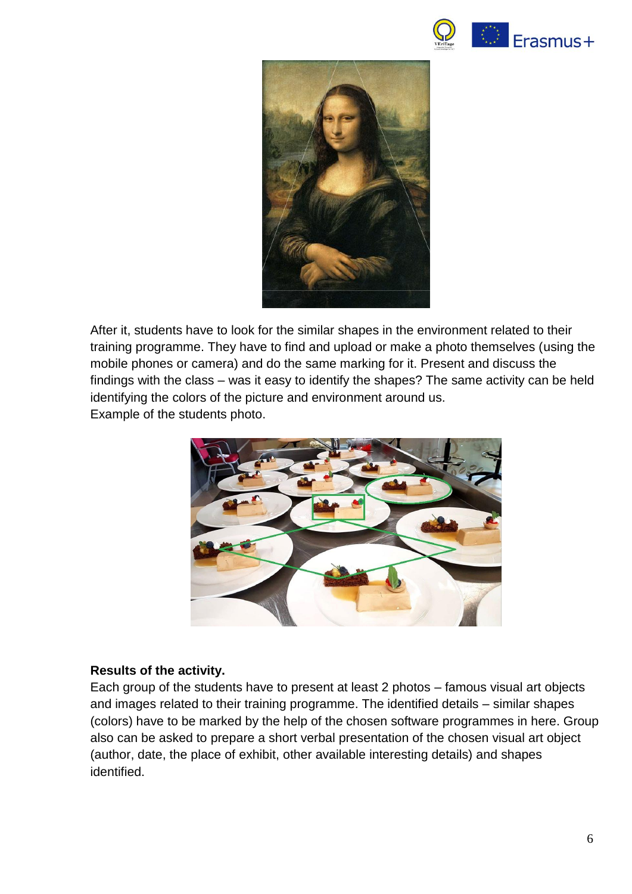After it, students have to look for the similar shapes in the environment related to their training programme. They have to find and upload or make a photo themselves (using the mobile phones or camera) and do the same marking for it. Present and discuss the findings with the class – was it easy to identify the shapes? The same activity can be held identifying the colors of the picture and environment around us.
Example of the students photo.

**Results of the activity.**
Each group of the students have to present at least 2 photos – famous visual art objects and images related to their training programme. The identified details – similar shapes (colors) have to be marked by the help of the chosen software programmes in here. Group also can be asked to prepare a short verbal presentation of the chosen visual art object (author, date, the place of exhibit, other available interesting details) and shapes identified.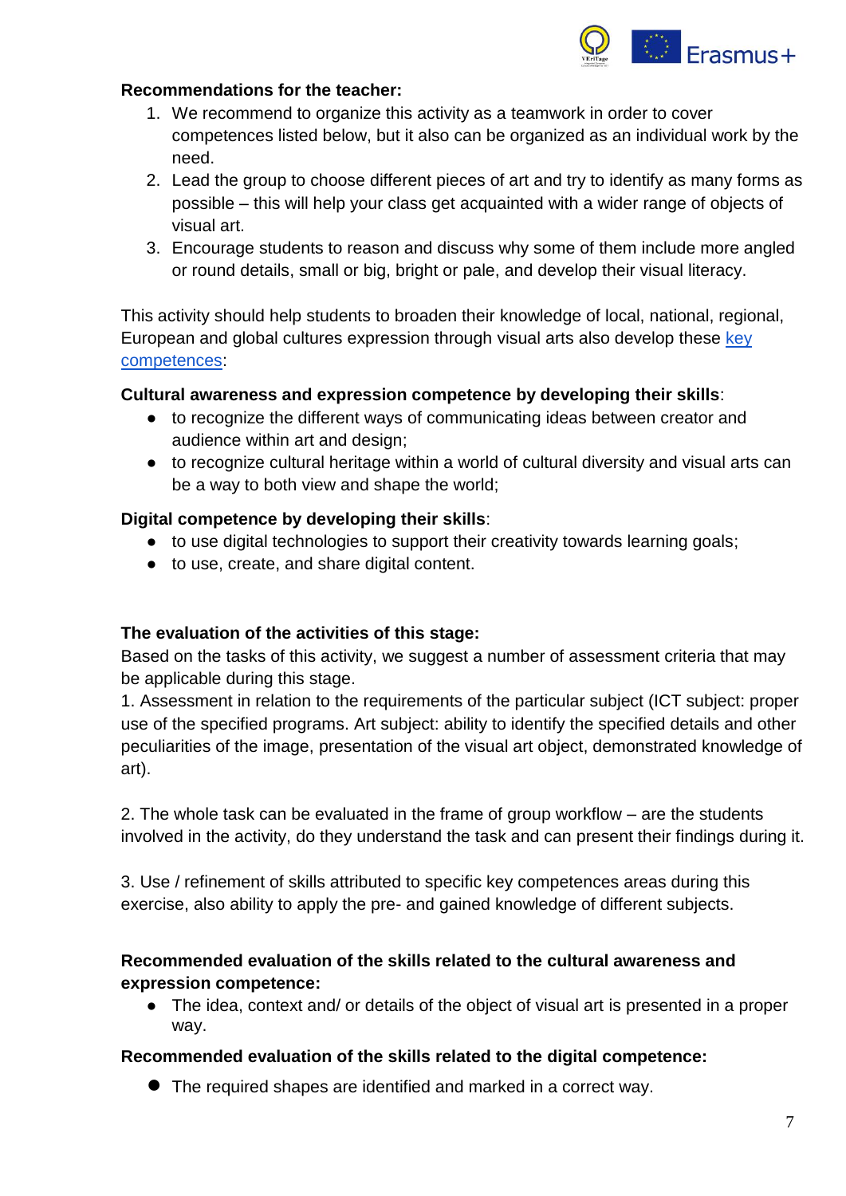**Recommendations for the teacher:**

1. We recommend to organize this activity as a teamwork in order to cover competences listed below, but it also can be organized as an individual work by the need.
2. Lead the group to choose different pieces of art and try to identify as many forms as possible – this will help your class get acquainted with a wider range of objects of visual art.
3. Encourage students to reason and discuss why some of them include more angled or round details, small or big, bright or pale, and develop their visual literacy.

This activity should help students to broaden their knowledge of local, national, regional, European and global cultures expression through visual arts also develop these key competences:

**Cultural awareness and expression competence by developing their skills**:

- to recognize the different ways of communicating ideas between creator and audience within art and design;
- to recognize cultural heritage within a world of cultural diversity and visual arts can be a way to both view and shape the world;

**Digital competence by developing their skills**:

- to use digital technologies to support their creativity towards learning goals;
- to use, create, and share digital content.

**The evaluation of the activities of this stage:**

Based on the tasks of this activity, we suggest a number of assessment criteria that may be applicable during this stage.

1. Assessment in relation to the requirements of the particular subject (ICT subject: proper use of the specified programs. Art subject: ability to identify the specified details and other peculiarities of the image, presentation of the visual art object, demonstrated knowledge of art).

2. The whole task can be evaluated in the frame of group workflow – are the students involved in the activity, do they understand the task and can present their findings during it.

3. Use / refinement of skills attributed to specific key competences areas during this exercise, also ability to apply the pre- and gained knowledge of different subjects.

**Recommended evaluation of the skills related to the cultural awareness and expression competence:**

- The idea, context and/ or details of the object of visual art is presented in a proper way.

**Recommended evaluation of the skills related to the digital competence:**

- The required shapes are identified and marked in a correct way.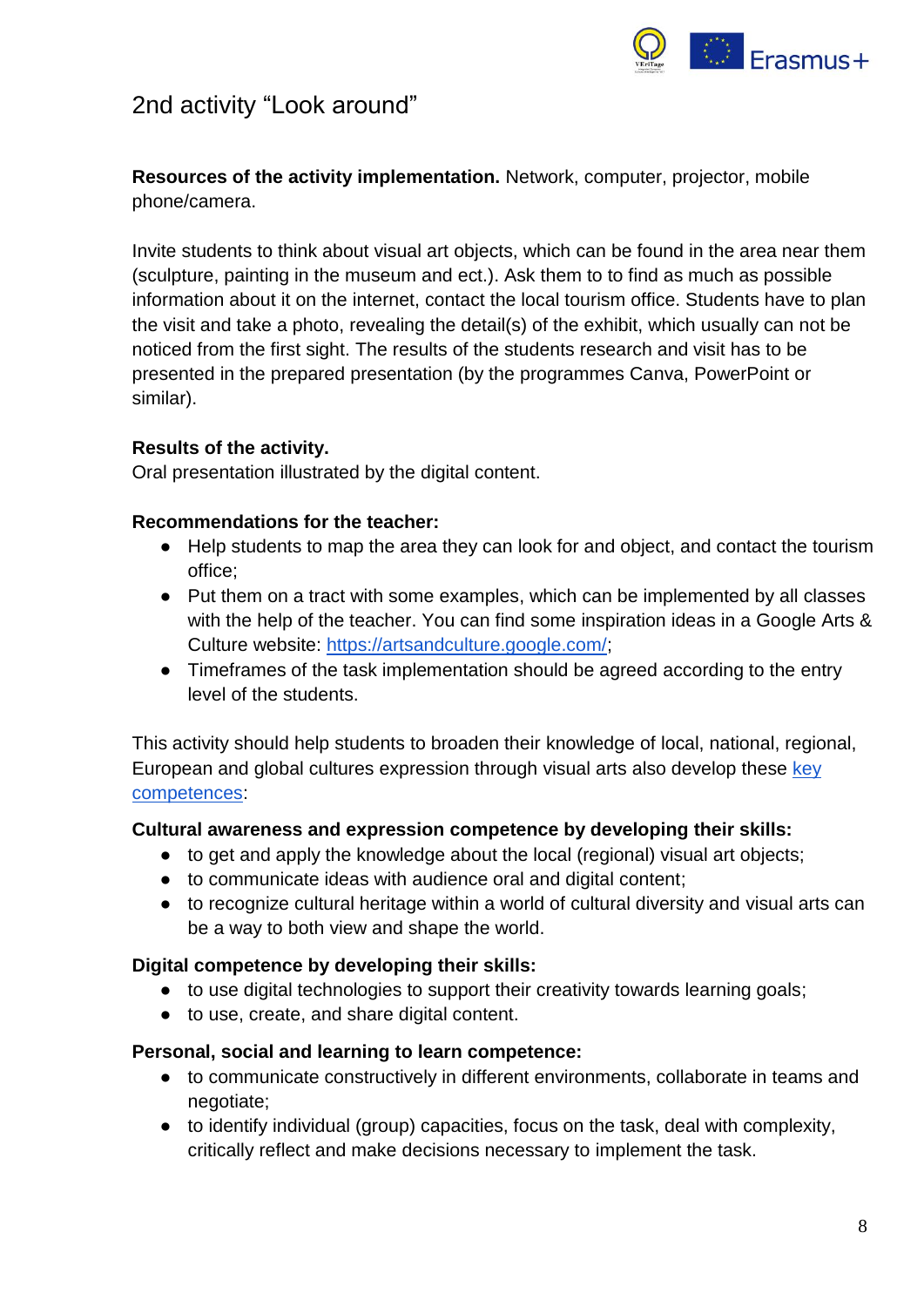## 2nd activity "Look around"

**Resources of the activity implementation.** Network, computer, projector, mobile phone/camera.

Invite students to think about visual art objects, which can be found in the area near them (sculpture, painting in the museum and ect.). Ask them to to find as much as possible information about it on the internet, contact the local tourism office. Students have to plan the visit and take a photo, revealing the detail(s) of the exhibit, which usually can not be noticed from the first sight. The results of the students research and visit has to be presented in the prepared presentation (by the programmes Canva, PowerPoint or similar).

**Results of the activity.**
Oral presentation illustrated by the digital content.

**Recommendations for the teacher:**

- Help students to map the area they can look for and object, and contact the tourism office;
- Put them on a tract with some examples, which can be implemented by all classes with the help of the teacher. You can find some inspiration ideas in a Google Arts & Culture website: [https://artsandculture.google.com/](https://artsandculture.google.com/);
- Timeframes of the task implementation should be agreed according to the entry level of the students.

This activity should help students to broaden their knowledge of local, national, regional, European and global cultures expression through visual arts also develop these key competences:

**Cultural awareness and expression competence by developing their skills:**

- to get and apply the knowledge about the local (regional) visual art objects;
- to communicate ideas with audience oral and digital content;
- to recognize cultural heritage within a world of cultural diversity and visual arts can be a way to both view and shape the world.

**Digital competence by developing their skills:**

- to use digital technologies to support their creativity towards learning goals;
- to use, create, and share digital content.

**Personal, social and learning to learn competence:**

- to communicate constructively in different environments, collaborate in teams and negotiate;
- to identify individual (group) capacities, focus on the task, deal with complexity, critically reflect and make decisions necessary to implement the task.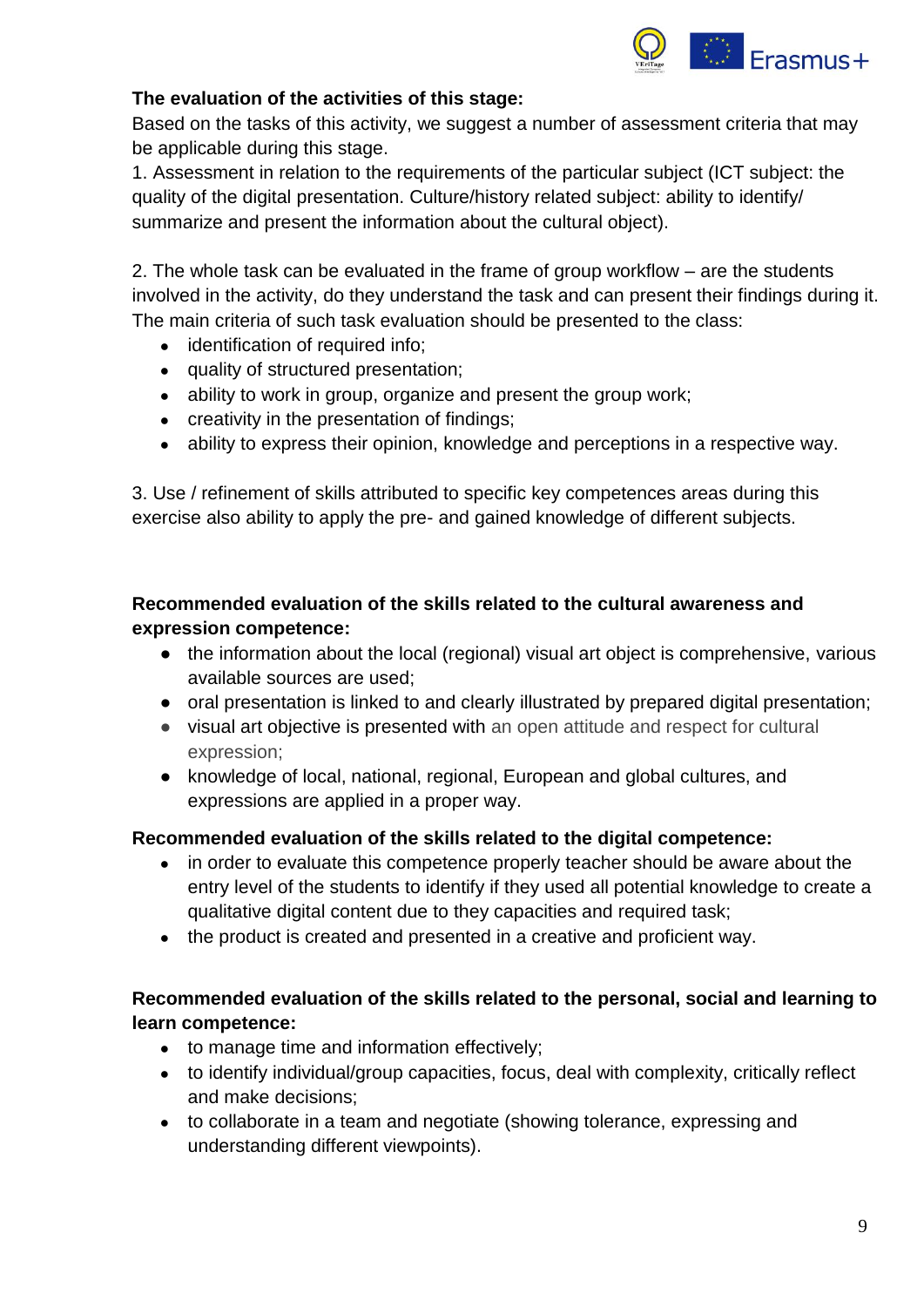**The evaluation of the activities of this stage:**

Based on the tasks of this activity, we suggest a number of assessment criteria that may be applicable during this stage.

1. Assessment in relation to the requirements of the particular subject (ICT subject: the quality of the digital presentation. Culture/history related subject: ability to identify/ summarize and present the information about the cultural object).

2. The whole task can be evaluated in the frame of group workflow – are the students involved in the activity, do they understand the task and can present their findings during it. The main criteria of such task evaluation should be presented to the class:
   - identification of required info;
   - quality of structured presentation;
   - ability to work in group, organize and present the group work;
   - creativity in the presentation of findings;
   - ability to express their opinion, knowledge and perceptions in a respective way.

3. Use / refinement of skills attributed to specific key competences areas during this exercise also ability to apply the pre- and gained knowledge of different subjects.

**Recommended evaluation of the skills related to the cultural awareness and expression competence:**

- the information about the local (regional) visual art object is comprehensive, various available sources are used;
- oral presentation is linked to and clearly illustrated by prepared digital presentation;
- visual art objective is presented with an open attitude and respect for cultural expression;
- knowledge of local, national, regional, European and global cultures, and expressions are applied in a proper way.

**Recommended evaluation of the skills related to the digital competence:**

- in order to evaluate this competence properly teacher should be aware about the entry level of the students to identify if they used all potential knowledge to create a qualitative digital content due to they capacities and required task;
- the product is created and presented in a creative and proficient way.

**Recommended evaluation of the skills related to the personal, social and learning to learn competence:**

- to manage time and information effectively;
- to identify individual/group capacities, focus, deal with complexity, critically reflect and make decisions;
- to collaborate in a team and negotiate (showing tolerance, expressing and understanding different viewpoints).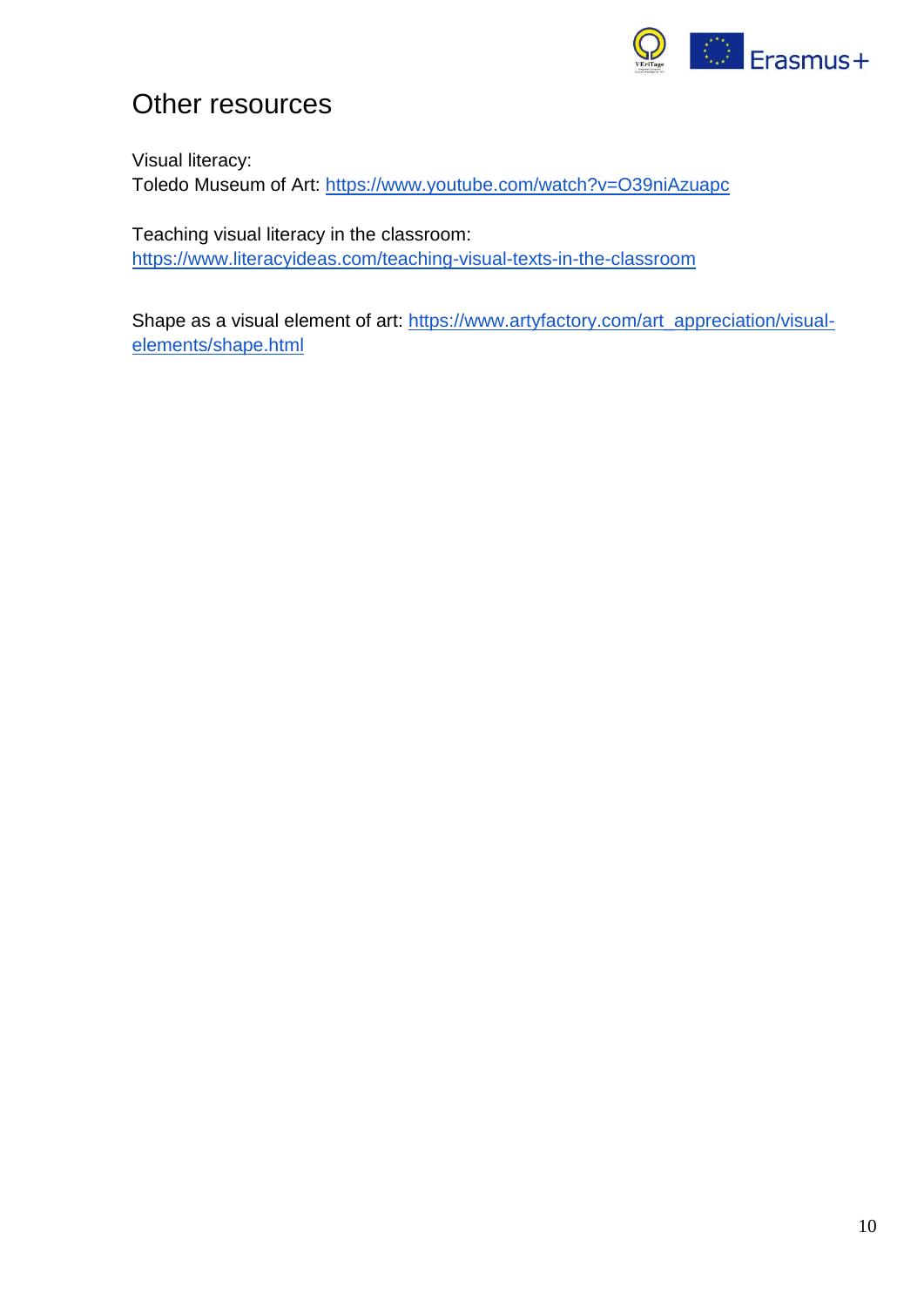# Other resources

Visual literacy:
Toledo Museum of Art: https://www.youtube.com/watch?v=O39niAzuapc

Teaching visual literacy in the classroom:
https://www.literacyideas.com/teaching-visual-texts-in-the-classroom

Shape as a visual element of art: https://www.artyfactory.com/art_appreciation/visual-elements/shape.html